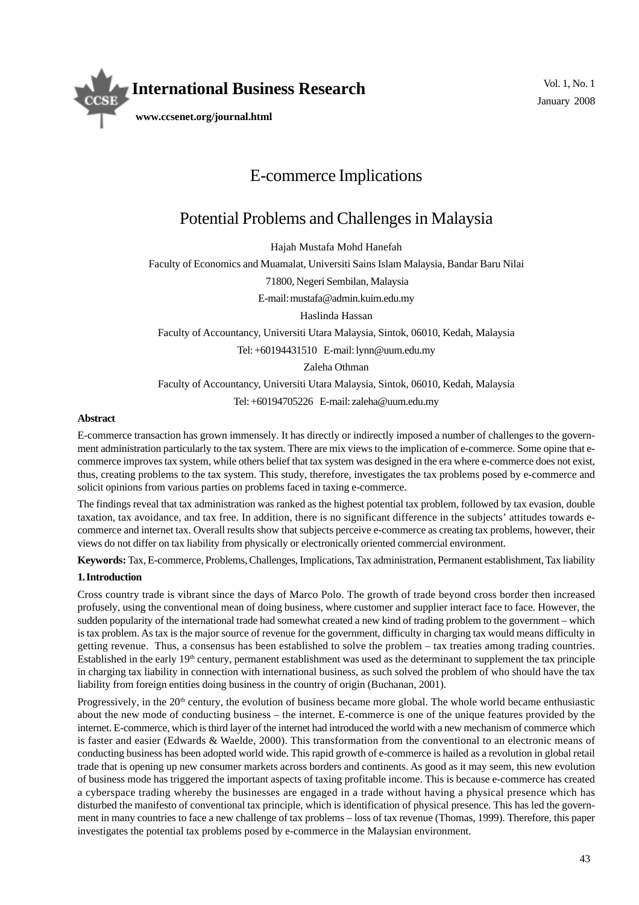# E-commerce Implications

## Potential Problems and Challenges in Malaysia

Hajah Mustafa Mohd Hanefah

Faculty of Economics and Muamalat, Universiti Sains Islam Malaysia, Bandar Baru Nilai

71800, Negeri Sembilan, Malaysia

E-mail: mustafa@admin.kuim.edu.my

Haslinda Hassan

Faculty of Accountancy, Universiti Utara Malaysia, Sintok, 06010, Kedah, Malaysia

Tel: +60194431510 E-mail: lynn@uum.edu.my

Zaleha Othman

Faculty of Accountancy, Universiti Utara Malaysia, Sintok, 06010, Kedah, Malaysia

Tel: +60194705226 E-mail: zaleha@uum.edu.my

**Abstract**

E-commerce transaction has grown immensely. It has directly or indirectly imposed a number of challenges to the government administration particularly to the tax system. There are mix views to the implication of e-commerce. Some opine that e-commerce improves tax system, while others belief that tax system was designed in the era where e-commerce does not exist, thus, creating problems to the tax system. This study, therefore, investigates the tax problems posed by e-commerce and solicit opinions from various parties on problems faced in taxing e-commerce.

The findings reveal that tax administration was ranked as the highest potential tax problem, followed by tax evasion, double taxation, tax avoidance, and tax free. In addition, there is no significant difference in the subjects' attitudes towards e-commerce and internet tax. Overall results show that subjects perceive e-commerce as creating tax problems, however, their views do not differ on tax liability from physically or electronically oriented commercial environment.

**Keywords:** Tax, E-commerce, Problems, Challenges, Implications, Tax administration, Permanent establishment, Tax liability

**1. Introduction**

Cross country trade is vibrant since the days of Marco Polo. The growth of trade beyond cross border then increased profusely, using the conventional mean of doing business, where customer and supplier interact face to face. However, the sudden popularity of the international trade had somewhat created a new kind of trading problem to the government – which is tax problem. As tax is the major source of revenue for the government, difficulty in charging tax would means difficulty in getting revenue. Thus, a consensus has been established to solve the problem – tax treaties among trading countries. Established in the early 19th century, permanent establishment was used as the determinant to supplement the tax principle in charging tax liability in connection with international business, as such solved the problem of who should have the tax liability from foreign entities doing business in the country of origin (Buchanan, 2001).

Progressively, in the 20th century, the evolution of business became more global. The whole world became enthusiastic about the new mode of conducting business – the internet. E-commerce is one of the unique features provided by the internet. E-commerce, which is third layer of the internet had introduced the world with a new mechanism of commerce which is faster and easier (Edwards & Waelde, 2000). This transformation from the conventional to an electronic means of conducting business has been adopted world wide. This rapid growth of e-commerce is hailed as a revolution in global retail trade that is opening up new consumer markets across borders and continents. As good as it may seem, this new evolution of business mode has triggered the important aspects of taxing profitable income. This is because e-commerce has created a cyberspace trading whereby the businesses are engaged in a trade without having a physical presence which has disturbed the manifesto of conventional tax principle, which is identification of physical presence. This has led the government in many countries to face a new challenge of tax problems – loss of tax revenue (Thomas, 1999). Therefore, this paper investigates the potential tax problems posed by e-commerce in the Malaysian environment.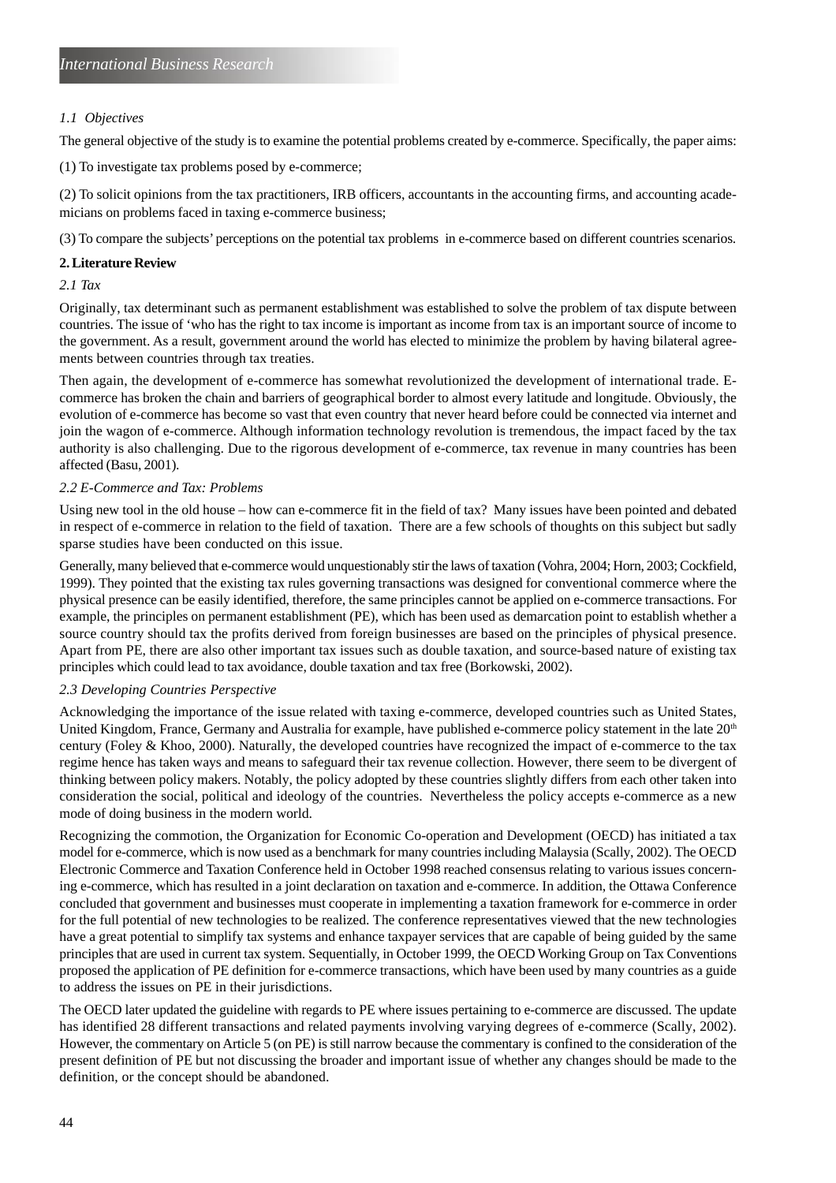*1.1 Objectives*

The general objective of the study is to examine the potential problems created by e-commerce. Specifically, the paper aims:

(1) To investigate tax problems posed by e-commerce;

(2) To solicit opinions from the tax practitioners, IRB officers, accountants in the accounting firms, and accounting academicians on problems faced in taxing e-commerce business;

(3) To compare the subjects' perceptions on the potential tax problems in e-commerce based on different countries scenarios.

## 2. Literature Review

*2.1 Tax*

Originally, tax determinant such as permanent establishment was established to solve the problem of tax dispute between countries. The issue of 'who has the right to tax income is important as income from tax is an important source of income to the government. As a result, government around the world has elected to minimize the problem by having bilateral agreements between countries through tax treaties.

Then again, the development of e-commerce has somewhat revolutionized the development of international trade. E-commerce has broken the chain and barriers of geographical border to almost every latitude and longitude. Obviously, the evolution of e-commerce has become so vast that even country that never heard before could be connected via internet and join the wagon of e-commerce. Although information technology revolution is tremendous, the impact faced by the tax authority is also challenging. Due to the rigorous development of e-commerce, tax revenue in many countries has been affected (Basu, 2001).

*2.2 E-Commerce and Tax: Problems*

Using new tool in the old house – how can e-commerce fit in the field of tax? Many issues have been pointed and debated in respect of e-commerce in relation to the field of taxation. There are a few schools of thoughts on this subject but sadly sparse studies have been conducted on this issue.

Generally, many believed that e-commerce would unquestionably stir the laws of taxation (Vohra, 2004; Horn, 2003; Cockfield, 1999). They pointed that the existing tax rules governing transactions was designed for conventional commerce where the physical presence can be easily identified, therefore, the same principles cannot be applied on e-commerce transactions. For example, the principles on permanent establishment (PE), which has been used as demarcation point to establish whether a source country should tax the profits derived from foreign businesses are based on the principles of physical presence. Apart from PE, there are also other important tax issues such as double taxation, and source-based nature of existing tax principles which could lead to tax avoidance, double taxation and tax free (Borkowski, 2002).

*2.3 Developing Countries Perspective*

Acknowledging the importance of the issue related with taxing e-commerce, developed countries such as United States, United Kingdom, France, Germany and Australia for example, have published e-commerce policy statement in the late 20th century (Foley & Khoo, 2000). Naturally, the developed countries have recognized the impact of e-commerce to the tax regime hence has taken ways and means to safeguard their tax revenue collection. However, there seem to be divergent of thinking between policy makers. Notably, the policy adopted by these countries slightly differs from each other taken into consideration the social, political and ideology of the countries. Nevertheless the policy accepts e-commerce as a new mode of doing business in the modern world.

Recognizing the commotion, the Organization for Economic Co-operation and Development (OECD) has initiated a tax model for e-commerce, which is now used as a benchmark for many countries including Malaysia (Scally, 2002). The OECD Electronic Commerce and Taxation Conference held in October 1998 reached consensus relating to various issues concerning e-commerce, which has resulted in a joint declaration on taxation and e-commerce. In addition, the Ottawa Conference concluded that government and businesses must cooperate in implementing a taxation framework for e-commerce in order for the full potential of new technologies to be realized. The conference representatives viewed that the new technologies have a great potential to simplify tax systems and enhance taxpayer services that are capable of being guided by the same principles that are used in current tax system. Sequentially, in October 1999, the OECD Working Group on Tax Conventions proposed the application of PE definition for e-commerce transactions, which have been used by many countries as a guide to address the issues on PE in their jurisdictions.

The OECD later updated the guideline with regards to PE where issues pertaining to e-commerce are discussed. The update has identified 28 different transactions and related payments involving varying degrees of e-commerce (Scally, 2002). However, the commentary on Article 5 (on PE) is still narrow because the commentary is confined to the consideration of the present definition of PE but not discussing the broader and important issue of whether any changes should be made to the definition, or the concept should be abandoned.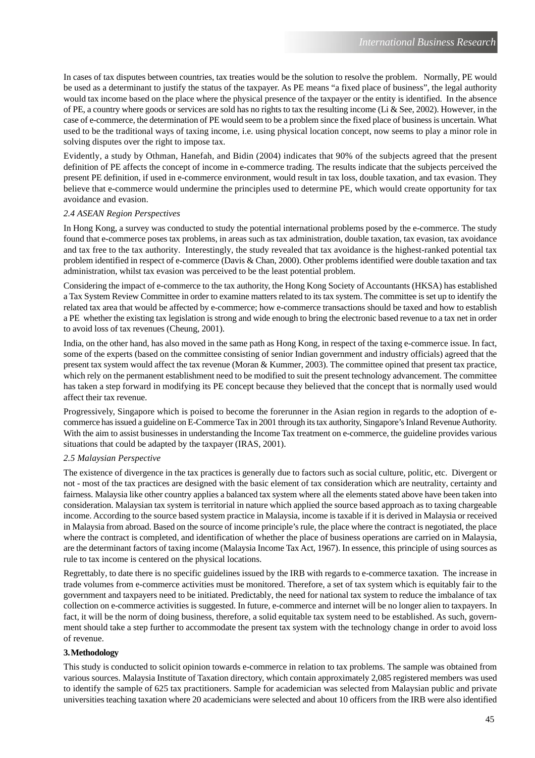In cases of tax disputes between countries, tax treaties would be the solution to resolve the problem. Normally, PE would be used as a determinant to justify the status of the taxpayer. As PE means "a fixed place of business", the legal authority would tax income based on the place where the physical presence of the taxpayer or the entity is identified. In the absence of PE, a country where goods or services are sold has no rights to tax the resulting income (Li & See, 2002). However, in the case of e-commerce, the determination of PE would seem to be a problem since the fixed place of business is uncertain. What used to be the traditional ways of taxing income, i.e. using physical location concept, now seems to play a minor role in solving disputes over the right to impose tax.

Evidently, a study by Othman, Hanefah, and Bidin (2004) indicates that 90% of the subjects agreed that the present definition of PE affects the concept of income in e-commerce trading. The results indicate that the subjects perceived the present PE definition, if used in e-commerce environment, would result in tax loss, double taxation, and tax evasion. They believe that e-commerce would undermine the principles used to determine PE, which would create opportunity for tax avoidance and evasion.

### *2.4 ASEAN Region Perspectives*

In Hong Kong, a survey was conducted to study the potential international problems posed by the e-commerce. The study found that e-commerce poses tax problems, in areas such as tax administration, double taxation, tax evasion, tax avoidance and tax free to the tax authority. Interestingly, the study revealed that tax avoidance is the highest-ranked potential tax problem identified in respect of e-commerce (Davis & Chan, 2000). Other problems identified were double taxation and tax administration, whilst tax evasion was perceived to be the least potential problem.

Considering the impact of e-commerce to the tax authority, the Hong Kong Society of Accountants (HKSA) has established a Tax System Review Committee in order to examine matters related to its tax system. The committee is set up to identify the related tax area that would be affected by e-commerce; how e-commerce transactions should be taxed and how to establish a PE whether the existing tax legislation is strong and wide enough to bring the electronic based revenue to a tax net in order to avoid loss of tax revenues (Cheung, 2001).

India, on the other hand, has also moved in the same path as Hong Kong, in respect of the taxing e-commerce issue. In fact, some of the experts (based on the committee consisting of senior Indian government and industry officials) agreed that the present tax system would affect the tax revenue (Moran & Kummer, 2003). The committee opined that present tax practice, which rely on the permanent establishment need to be modified to suit the present technology advancement. The committee has taken a step forward in modifying its PE concept because they believed that the concept that is normally used would affect their tax revenue.

Progressively, Singapore which is poised to become the forerunner in the Asian region in regards to the adoption of e-commerce has issued a guideline on E-Commerce Tax in 2001 through its tax authority, Singapore's Inland Revenue Authority. With the aim to assist businesses in understanding the Income Tax treatment on e-commerce, the guideline provides various situations that could be adapted by the taxpayer (IRAS, 2001).

### *2.5 Malaysian Perspective*

The existence of divergence in the tax practices is generally due to factors such as social culture, politic, etc. Divergent or not - most of the tax practices are designed with the basic element of tax consideration which are neutrality, certainty and fairness. Malaysia like other country applies a balanced tax system where all the elements stated above have been taken into consideration. Malaysian tax system is territorial in nature which applied the source based approach as to taxing chargeable income. According to the source based system practice in Malaysia, income is taxable if it is derived in Malaysia or received in Malaysia from abroad. Based on the source of income principle's rule, the place where the contract is negotiated, the place where the contract is completed, and identification of whether the place of business operations are carried on in Malaysia, are the determinant factors of taxing income (Malaysia Income Tax Act, 1967). In essence, this principle of using sources as rule to tax income is centered on the physical locations.

Regrettably, to date there is no specific guidelines issued by the IRB with regards to e-commerce taxation. The increase in trade volumes from e-commerce activities must be monitored. Therefore, a set of tax system which is equitably fair to the government and taxpayers need to be initiated. Predictably, the need for national tax system to reduce the imbalance of tax collection on e-commerce activities is suggested. In future, e-commerce and internet will be no longer alien to taxpayers. In fact, it will be the norm of doing business, therefore, a solid equitable tax system need to be established. As such, government should take a step further to accommodate the present tax system with the technology change in order to avoid loss of revenue.

## **3. Methodology**

This study is conducted to solicit opinion towards e-commerce in relation to tax problems. The sample was obtained from various sources. Malaysia Institute of Taxation directory, which contain approximately 2,085 registered members was used to identify the sample of 625 tax practitioners. Sample for academician was selected from Malaysian public and private universities teaching taxation where 20 academicians were selected and about 10 officers from the IRB were also identified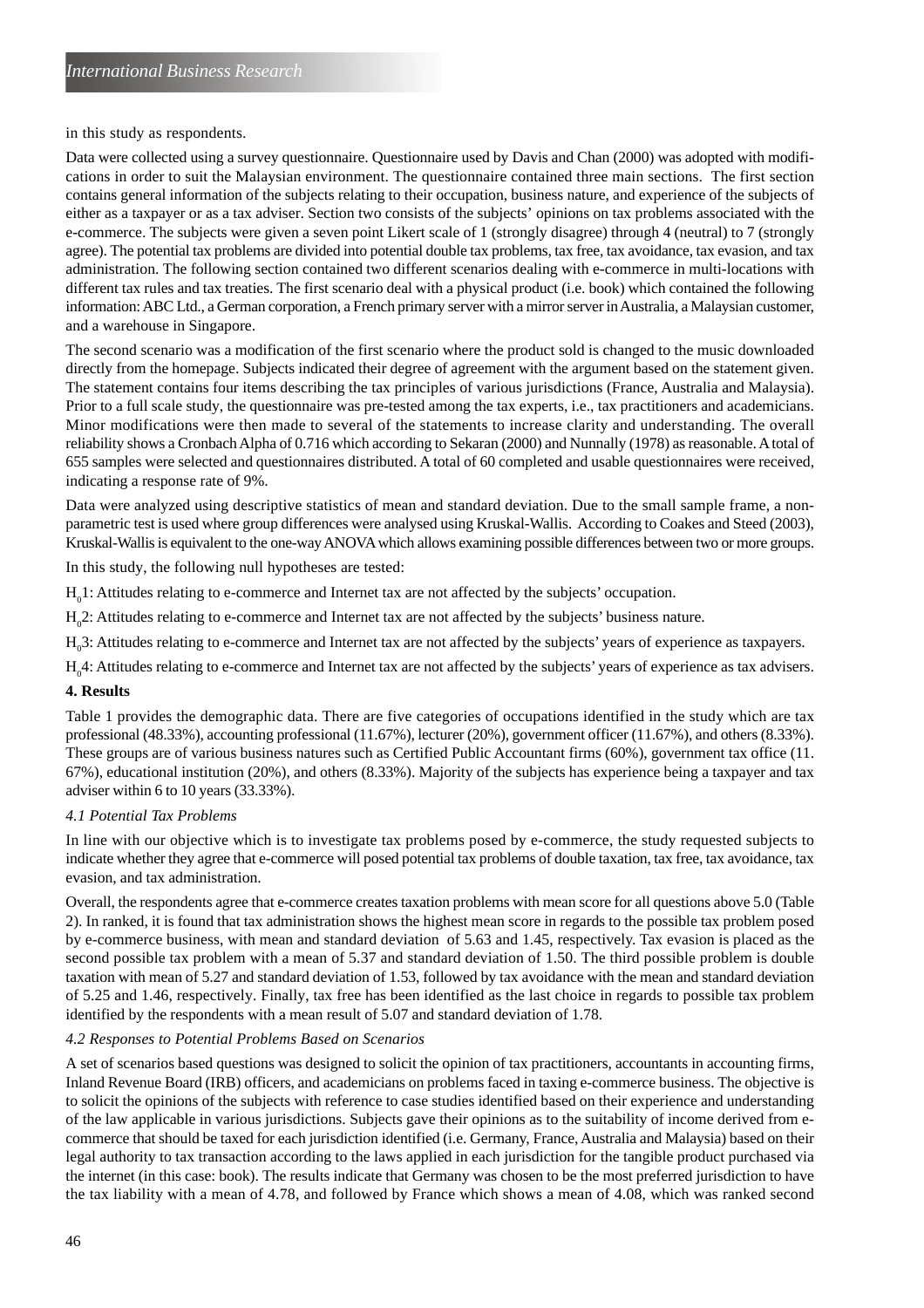in this study as respondents.

Data were collected using a survey questionnaire. Questionnaire used by Davis and Chan (2000) was adopted with modifications in order to suit the Malaysian environment. The questionnaire contained three main sections. The first section contains general information of the subjects relating to their occupation, business nature, and experience of the subjects of either as a taxpayer or as a tax adviser. Section two consists of the subjects' opinions on tax problems associated with the e-commerce. The subjects were given a seven point Likert scale of 1 (strongly disagree) through 4 (neutral) to 7 (strongly agree). The potential tax problems are divided into potential double tax problems, tax free, tax avoidance, tax evasion, and tax administration. The following section contained two different scenarios dealing with e-commerce in multi-locations with different tax rules and tax treaties. The first scenario deal with a physical product (i.e. book) which contained the following information: ABC Ltd., a German corporation, a French primary server with a mirror server in Australia, a Malaysian customer, and a warehouse in Singapore.

The second scenario was a modification of the first scenario where the product sold is changed to the music downloaded directly from the homepage. Subjects indicated their degree of agreement with the argument based on the statement given. The statement contains four items describing the tax principles of various jurisdictions (France, Australia and Malaysia). Prior to a full scale study, the questionnaire was pre-tested among the tax experts, i.e., tax practitioners and academicians. Minor modifications were then made to several of the statements to increase clarity and understanding. The overall reliability shows a Cronbach Alpha of 0.716 which according to Sekaran (2000) and Nunnally (1978) as reasonable. A total of 655 samples were selected and questionnaires distributed. A total of 60 completed and usable questionnaires were received, indicating a response rate of 9%.

Data were analyzed using descriptive statistics of mean and standard deviation. Due to the small sample frame, a non-parametric test is used where group differences were analysed using Kruskal-Wallis. According to Coakes and Steed (2003), Kruskal-Wallis is equivalent to the one-way ANOVA which allows examining possible differences between two or more groups.

In this study, the following null hypotheses are tested:

$H_0$1: Attitudes relating to e-commerce and Internet tax are not affected by the subjects' occupation.

$H_0$2: Attitudes relating to e-commerce and Internet tax are not affected by the subjects' business nature.

$H_0$3: Attitudes relating to e-commerce and Internet tax are not affected by the subjects' years of experience as taxpayers.

$H_0$4: Attitudes relating to e-commerce and Internet tax are not affected by the subjects' years of experience as tax advisers.

## 4. Results

Table 1 provides the demographic data. There are five categories of occupations identified in the study which are tax professional (48.33%), accounting professional (11.67%), lecturer (20%), government officer (11.67%), and others (8.33%). These groups are of various business natures such as Certified Public Accountant firms (60%), government tax office (11. 67%), educational institution (20%), and others (8.33%). Majority of the subjects has experience being a taxpayer and tax adviser within 6 to 10 years (33.33%).

### *4.1 Potential Tax Problems*

In line with our objective which is to investigate tax problems posed by e-commerce, the study requested subjects to indicate whether they agree that e-commerce will posed potential tax problems of double taxation, tax free, tax avoidance, tax evasion, and tax administration.

Overall, the respondents agree that e-commerce creates taxation problems with mean score for all questions above 5.0 (Table 2). In ranked, it is found that tax administration shows the highest mean score in regards to the possible tax problem posed by e-commerce business, with mean and standard deviation of 5.63 and 1.45, respectively. Tax evasion is placed as the second possible tax problem with a mean of 5.37 and standard deviation of 1.50. The third possible problem is double taxation with mean of 5.27 and standard deviation of 1.53, followed by tax avoidance with the mean and standard deviation of 5.25 and 1.46, respectively. Finally, tax free has been identified as the last choice in regards to possible tax problem identified by the respondents with a mean result of 5.07 and standard deviation of 1.78.

### *4.2 Responses to Potential Problems Based on Scenarios*

A set of scenarios based questions was designed to solicit the opinion of tax practitioners, accountants in accounting firms, Inland Revenue Board (IRB) officers, and academicians on problems faced in taxing e-commerce business. The objective is to solicit the opinions of the subjects with reference to case studies identified based on their experience and understanding of the law applicable in various jurisdictions. Subjects gave their opinions as to the suitability of income derived from e-commerce that should be taxed for each jurisdiction identified (i.e. Germany, France, Australia and Malaysia) based on their legal authority to tax transaction according to the laws applied in each jurisdiction for the tangible product purchased via the internet (in this case: book). The results indicate that Germany was chosen to be the most preferred jurisdiction to have the tax liability with a mean of 4.78, and followed by France which shows a mean of 4.08, which was ranked second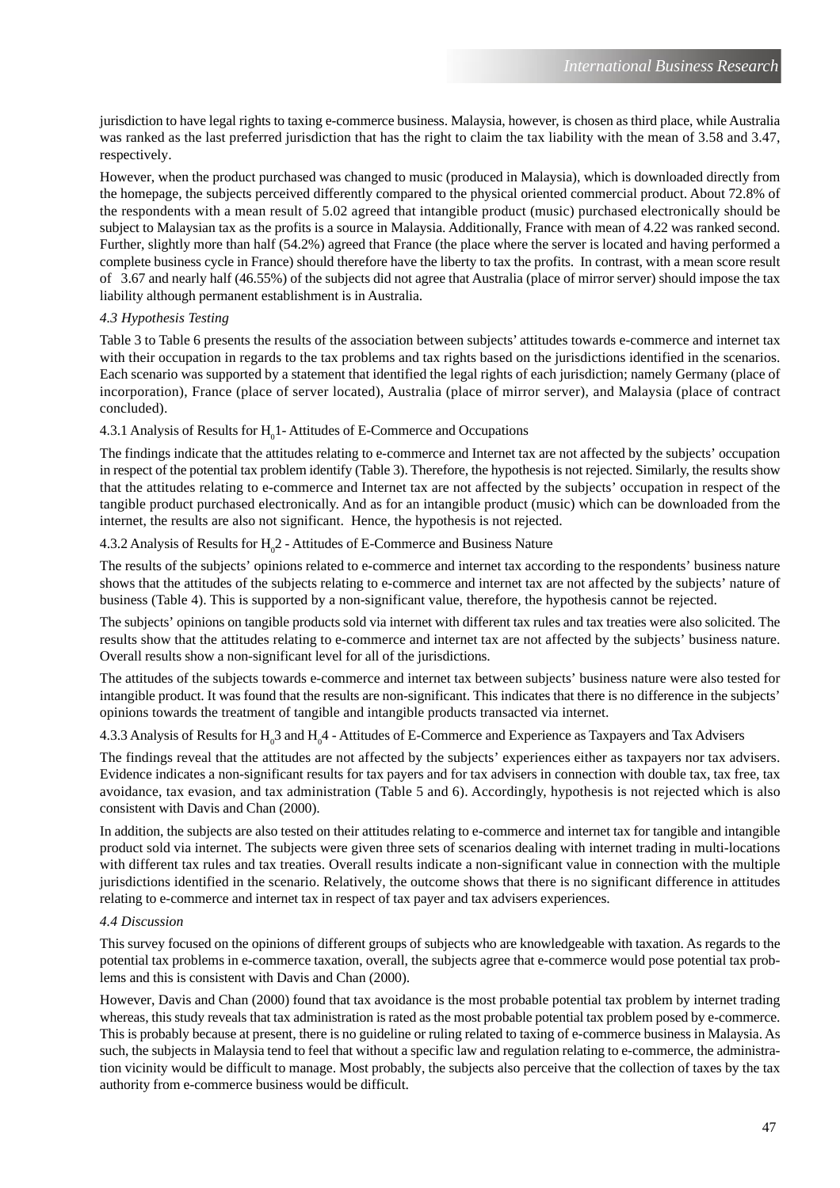jurisdiction to have legal rights to taxing e-commerce business. Malaysia, however, is chosen as third place, while Australia was ranked as the last preferred jurisdiction that has the right to claim the tax liability with the mean of 3.58 and 3.47, respectively.

However, when the product purchased was changed to music (produced in Malaysia), which is downloaded directly from the homepage, the subjects perceived differently compared to the physical oriented commercial product. About 72.8% of the respondents with a mean result of 5.02 agreed that intangible product (music) purchased electronically should be subject to Malaysian tax as the profits is a source in Malaysia. Additionally, France with mean of 4.22 was ranked second. Further, slightly more than half (54.2%) agreed that France (the place where the server is located and having performed a complete business cycle in France) should therefore have the liberty to tax the profits. In contrast, with a mean score result of 3.67 and nearly half (46.55%) of the subjects did not agree that Australia (place of mirror server) should impose the tax liability although permanent establishment is in Australia.

### *4.3 Hypothesis Testing*

Table 3 to Table 6 presents the results of the association between subjects' attitudes towards e-commerce and internet tax with their occupation in regards to the tax problems and tax rights based on the jurisdictions identified in the scenarios. Each scenario was supported by a statement that identified the legal rights of each jurisdiction; namely Germany (place of incorporation), France (place of server located), Australia (place of mirror server), and Malaysia (place of contract concluded).

#### 4.3.1 Analysis of Results for $H_0 1$- Attitudes of E-Commerce and Occupations

The findings indicate that the attitudes relating to e-commerce and Internet tax are not affected by the subjects' occupation in respect of the potential tax problem identify (Table 3). Therefore, the hypothesis is not rejected. Similarly, the results show that the attitudes relating to e-commerce and Internet tax are not affected by the subjects' occupation in respect of the tangible product purchased electronically. And as for an intangible product (music) which can be downloaded from the internet, the results are also not significant. Hence, the hypothesis is not rejected.

#### 4.3.2 Analysis of Results for $H_0 2$ - Attitudes of E-Commerce and Business Nature

The results of the subjects' opinions related to e-commerce and internet tax according to the respondents' business nature shows that the attitudes of the subjects relating to e-commerce and internet tax are not affected by the subjects' nature of business (Table 4). This is supported by a non-significant value, therefore, the hypothesis cannot be rejected.

The subjects' opinions on tangible products sold via internet with different tax rules and tax treaties were also solicited. The results show that the attitudes relating to e-commerce and internet tax are not affected by the subjects' business nature. Overall results show a non-significant level for all of the jurisdictions.

The attitudes of the subjects towards e-commerce and internet tax between subjects' business nature were also tested for intangible product. It was found that the results are non-significant. This indicates that there is no difference in the subjects' opinions towards the treatment of tangible and intangible products transacted via internet.

#### 4.3.3 Analysis of Results for $H_0 3$ and $H_0 4$ - Attitudes of E-Commerce and Experience as Taxpayers and Tax Advisers

The findings reveal that the attitudes are not affected by the subjects' experiences either as taxpayers nor tax advisers. Evidence indicates a non-significant results for tax payers and for tax advisers in connection with double tax, tax free, tax avoidance, tax evasion, and tax administration (Table 5 and 6). Accordingly, hypothesis is not rejected which is also consistent with Davis and Chan (2000).

In addition, the subjects are also tested on their attitudes relating to e-commerce and internet tax for tangible and intangible product sold via internet. The subjects were given three sets of scenarios dealing with internet trading in multi-locations with different tax rules and tax treaties. Overall results indicate a non-significant value in connection with the multiple jurisdictions identified in the scenario. Relatively, the outcome shows that there is no significant difference in attitudes relating to e-commerce and internet tax in respect of tax payer and tax advisers experiences.

### *4.4 Discussion*

This survey focused on the opinions of different groups of subjects who are knowledgeable with taxation. As regards to the potential tax problems in e-commerce taxation, overall, the subjects agree that e-commerce would pose potential tax problems and this is consistent with Davis and Chan (2000).

However, Davis and Chan (2000) found that tax avoidance is the most probable potential tax problem by internet trading whereas, this study reveals that tax administration is rated as the most probable potential tax problem posed by e-commerce. This is probably because at present, there is no guideline or ruling related to taxing of e-commerce business in Malaysia. As such, the subjects in Malaysia tend to feel that without a specific law and regulation relating to e-commerce, the administration vicinity would be difficult to manage. Most probably, the subjects also perceive that the collection of taxes by the tax authority from e-commerce business would be difficult.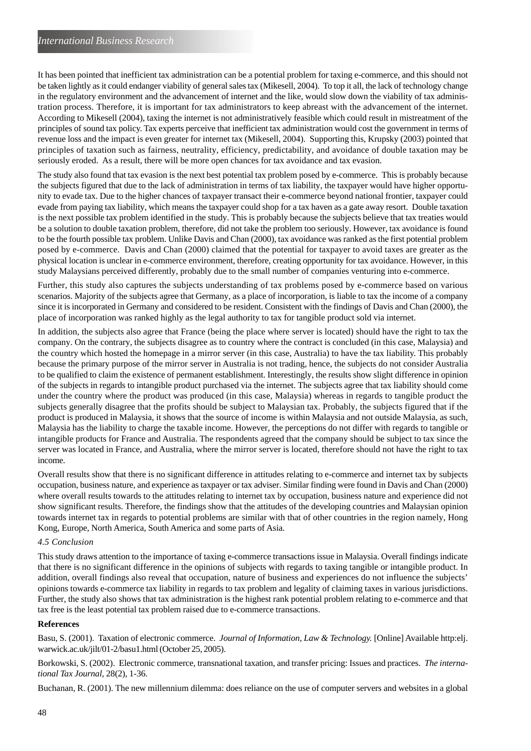It has been pointed that inefficient tax administration can be a potential problem for taxing e-commerce, and this should not be taken lightly as it could endanger viability of general sales tax (Mikesell, 2004). To top it all, the lack of technology change in the regulatory environment and the advancement of internet and the like, would slow down the viability of tax administration process. Therefore, it is important for tax administrators to keep abreast with the advancement of the internet. According to Mikesell (2004), taxing the internet is not administratively feasible which could result in mistreatment of the principles of sound tax policy. Tax experts perceive that inefficient tax administration would cost the government in terms of revenue loss and the impact is even greater for internet tax (Mikesell, 2004). Supporting this, Krupsky (2003) pointed that principles of taxation such as fairness, neutrality, efficiency, predictability, and avoidance of double taxation may be seriously eroded. As a result, there will be more open chances for tax avoidance and tax evasion.

The study also found that tax evasion is the next best potential tax problem posed by e-commerce. This is probably because the subjects figured that due to the lack of administration in terms of tax liability, the taxpayer would have higher opportunity to evade tax. Due to the higher chances of taxpayer transact their e-commerce beyond national frontier, taxpayer could evade from paying tax liability, which means the taxpayer could shop for a tax haven as a gate away resort. Double taxation is the next possible tax problem identified in the study. This is probably because the subjects believe that tax treaties would be a solution to double taxation problem, therefore, did not take the problem too seriously. However, tax avoidance is found to be the fourth possible tax problem. Unlike Davis and Chan (2000), tax avoidance was ranked as the first potential problem posed by e-commerce. Davis and Chan (2000) claimed that the potential for taxpayer to avoid taxes are greater as the physical location is unclear in e-commerce environment, therefore, creating opportunity for tax avoidance. However, in this study Malaysians perceived differently, probably due to the small number of companies venturing into e-commerce.

Further, this study also captures the subjects understanding of tax problems posed by e-commerce based on various scenarios. Majority of the subjects agree that Germany, as a place of incorporation, is liable to tax the income of a company since it is incorporated in Germany and considered to be resident. Consistent with the findings of Davis and Chan (2000), the place of incorporation was ranked highly as the legal authority to tax for tangible product sold via internet.

In addition, the subjects also agree that France (being the place where server is located) should have the right to tax the company. On the contrary, the subjects disagree as to country where the contract is concluded (in this case, Malaysia) and the country which hosted the homepage in a mirror server (in this case, Australia) to have the tax liability. This probably because the primary purpose of the mirror server in Australia is not trading, hence, the subjects do not consider Australia to be qualified to claim the existence of permanent establishment. Interestingly, the results show slight difference in opinion of the subjects in regards to intangible product purchased via the internet. The subjects agree that tax liability should come under the country where the product was produced (in this case, Malaysia) whereas in regards to tangible product the subjects generally disagree that the profits should be subject to Malaysian tax. Probably, the subjects figured that if the product is produced in Malaysia, it shows that the source of income is within Malaysia and not outside Malaysia, as such, Malaysia has the liability to charge the taxable income. However, the perceptions do not differ with regards to tangible or intangible products for France and Australia. The respondents agreed that the company should be subject to tax since the server was located in France, and Australia, where the mirror server is located, therefore should not have the right to tax income.

Overall results show that there is no significant difference in attitudes relating to e-commerce and internet tax by subjects occupation, business nature, and experience as taxpayer or tax adviser. Similar finding were found in Davis and Chan (2000) where overall results towards to the attitudes relating to internet tax by occupation, business nature and experience did not show significant results. Therefore, the findings show that the attitudes of the developing countries and Malaysian opinion towards internet tax in regards to potential problems are similar with that of other countries in the region namely, Hong Kong, Europe, North America, South America and some parts of Asia.

### *4.5 Conclusion*

This study draws attention to the importance of taxing e-commerce transactions issue in Malaysia. Overall findings indicate that there is no significant difference in the opinions of subjects with regards to taxing tangible or intangible product. In addition, overall findings also reveal that occupation, nature of business and experiences do not influence the subjects' opinions towards e-commerce tax liability in regards to tax problem and legality of claiming taxes in various jurisdictions. Further, the study also shows that tax administration is the highest rank potential problem relating to e-commerce and that tax free is the least potential tax problem raised due to e-commerce transactions.

## References

Basu, S. (2001). Taxation of electronic commerce. *Journal of Information, Law & Technology.* [Online] Available http:elj.warwick.ac.uk/jilt/01-2/basu1.html (October 25, 2005).

Borkowski, S. (2002). Electronic commerce, transnational taxation, and transfer pricing: Issues and practices. *The international Tax Journal*, 28(2), 1-36.

Buchanan, R. (2001). The new millennium dilemma: does reliance on the use of computer servers and websites in a global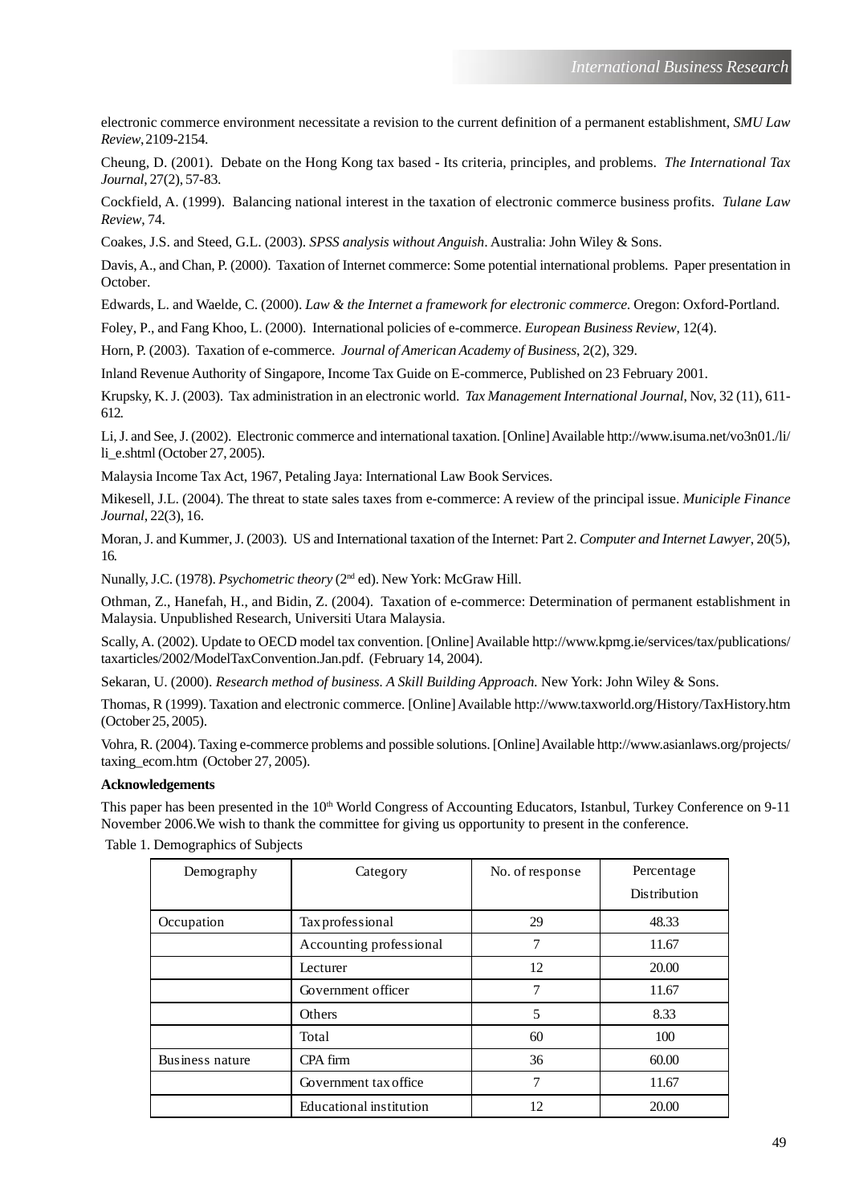electronic commerce environment necessitate a revision to the current definition of a permanent establishment, *SMU Law Review*, 2109-2154.

Cheung, D. (2001). Debate on the Hong Kong tax based - Its criteria, principles, and problems. *The International Tax Journal*, 27(2), 57-83.

Cockfield, A. (1999). Balancing national interest in the taxation of electronic commerce business profits. *Tulane Law Review*, 74.

Coakes, J.S. and Steed, G.L. (2003). *SPSS analysis without Anguish*. Australia: John Wiley & Sons.

Davis, A., and Chan, P. (2000). Taxation of Internet commerce: Some potential international problems. Paper presentation in October.

Edwards, L. and Waelde, C. (2000). *Law & the Internet a framework for electronic commerce.* Oregon: Oxford-Portland.

Foley, P., and Fang Khoo, L. (2000). International policies of e-commerce. *European Business Review*, 12(4).

Horn, P. (2003). Taxation of e-commerce. *Journal of American Academy of Business*, 2(2), 329.

Inland Revenue Authority of Singapore, Income Tax Guide on E-commerce, Published on 23 February 2001.

Krupsky, K. J. (2003). Tax administration in an electronic world. *Tax Management International Journal*, Nov, 32 (11), 611-612.

Li, J. and See, J. (2002). Electronic commerce and international taxation. [Online] Available http://www.isuma.net/vo3n01./li/li_e.shtml (October 27, 2005).

Malaysia Income Tax Act, 1967, Petaling Jaya: International Law Book Services.

Mikesell, J.L. (2004). The threat to state sales taxes from e-commerce: A review of the principal issue. *Municiple Finance Journal*, 22(3), 16.

Moran, J. and Kummer, J. (2003). US and International taxation of the Internet: Part 2. *Computer and Internet Lawyer*, 20(5), 16.

Nunally, J.C. (1978). *Psychometric theory* (2nd ed). New York: McGraw Hill.

Othman, Z., Hanefah, H., and Bidin, Z. (2004). Taxation of e-commerce: Determination of permanent establishment in Malaysia. Unpublished Research, Universiti Utara Malaysia.

Scally, A. (2002). Update to OECD model tax convention. [Online] Available http://www.kpmg.ie/services/tax/publications/taxarticles/2002/ModelTaxConvention.Jan.pdf. (February 14, 2004).

Sekaran, U. (2000). *Research method of business. A Skill Building Approach.* New York: John Wiley & Sons.

Thomas, R (1999). Taxation and electronic commerce. [Online] Available http://www.taxworld.org/History/TaxHistory.htm (October 25, 2005).

Vohra, R. (2004). Taxing e-commerce problems and possible solutions. [Online] Available http://www.asianlaws.org/projects/taxing_ecom.htm (October 27, 2005).

**Acknowledgements**

This paper has been presented in the 10th World Congress of Accounting Educators, Istanbul, Turkey Conference on 9-11 November 2006.We wish to thank the committee for giving us opportunity to present in the conference.

Table 1. Demographics of Subjects

| Demography | Category | No. of response | Percentage Distribution |
|---|---|---|---|
| Occupation | Tax professional | 29 | 48.33 |
| | Accounting professional | 7 | 11.67 |
| | Lecturer | 12 | 20.00 |
| | Government officer | 7 | 11.67 |
| | Others | 5 | 8.33 |
| | Total | 60 | 100 |
| Business nature | CPA firm | 36 | 60.00 |
| | Government tax office | 7 | 11.67 |
| | Educational institution | 12 | 20.00 |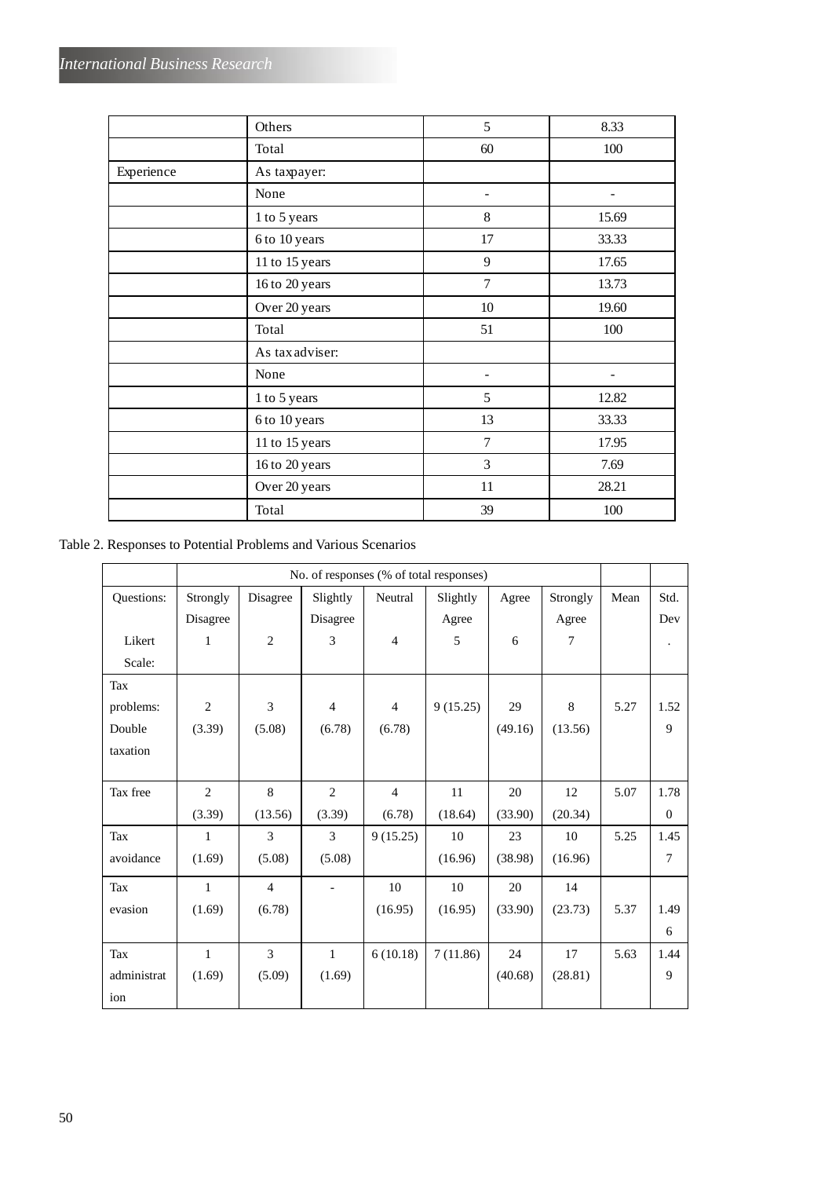|  | Others | 5 | 8.33 |
|---|---|---|---|
|  | Total | 60 | 100 |
| Experience | As taxpayer: |  |  |
|  | None | - | - |
|  | 1 to 5 years | 8 | 15.69 |
|  | 6 to 10 years | 17 | 33.33 |
|  | 11 to 15 years | 9 | 17.65 |
|  | 16 to 20 years | 7 | 13.73 |
|  | Over 20 years | 10 | 19.60 |
|  | Total | 51 | 100 |
|  | As tax adviser: |  |  |
|  | None | - | - |
|  | 1 to 5 years | 5 | 12.82 |
|  | 6 to 10 years | 13 | 33.33 |
|  | 11 to 15 years | 7 | 17.95 |
|  | 16 to 20 years | 3 | 7.69 |
|  | Over 20 years | 11 | 28.21 |
|  | Total | 39 | 100 |

Table 2. Responses to Potential Problems and Various Scenarios

|  | No. of responses (% of total responses) | | | | | | |  |  |
|---|---|---|---|---|---|---|---|---|---|
| Questions: | Strongly Disagree | Disagree | Slightly Disagree | Neutral | Slightly Agree | Agree | Strongly Agree | Mean | Std. Dev. |
| Likert Scale: | 1 | 2 | 3 | 4 | 5 | 6 | 7 |  |  |
| Tax problems: Double taxation | 2 (3.39) | 3 (5.08) | 4 (6.78) | 4 (6.78) | 9 (15.25) | 29 (49.16) | 8 (13.56) | 5.27 | 1.529 |
| Tax free | 2 (3.39) | 8 (13.56) | 2 (3.39) | 4 (6.78) | 11 (18.64) | 20 (33.90) | 12 (20.34) | 5.07 | 1.780 |
| Tax avoidance | 1 (1.69) | 3 (5.08) | 3 (5.08) | 9 (15.25) | 10 (16.96) | 23 (38.98) | 10 (16.96) | 5.25 | 1.457 |
| Tax evasion | 1 (1.69) | 4 (6.78) | - | 10 (16.95) | 10 (16.95) | 20 (33.90) | 14 (23.73) | 5.37 | 1.496 |
| Tax administration | 1 (1.69) | 3 (5.09) | 1 (1.69) | 6 (10.18) | 7 (11.86) | 24 (40.68) | 17 (28.81) | 5.63 | 1.449 |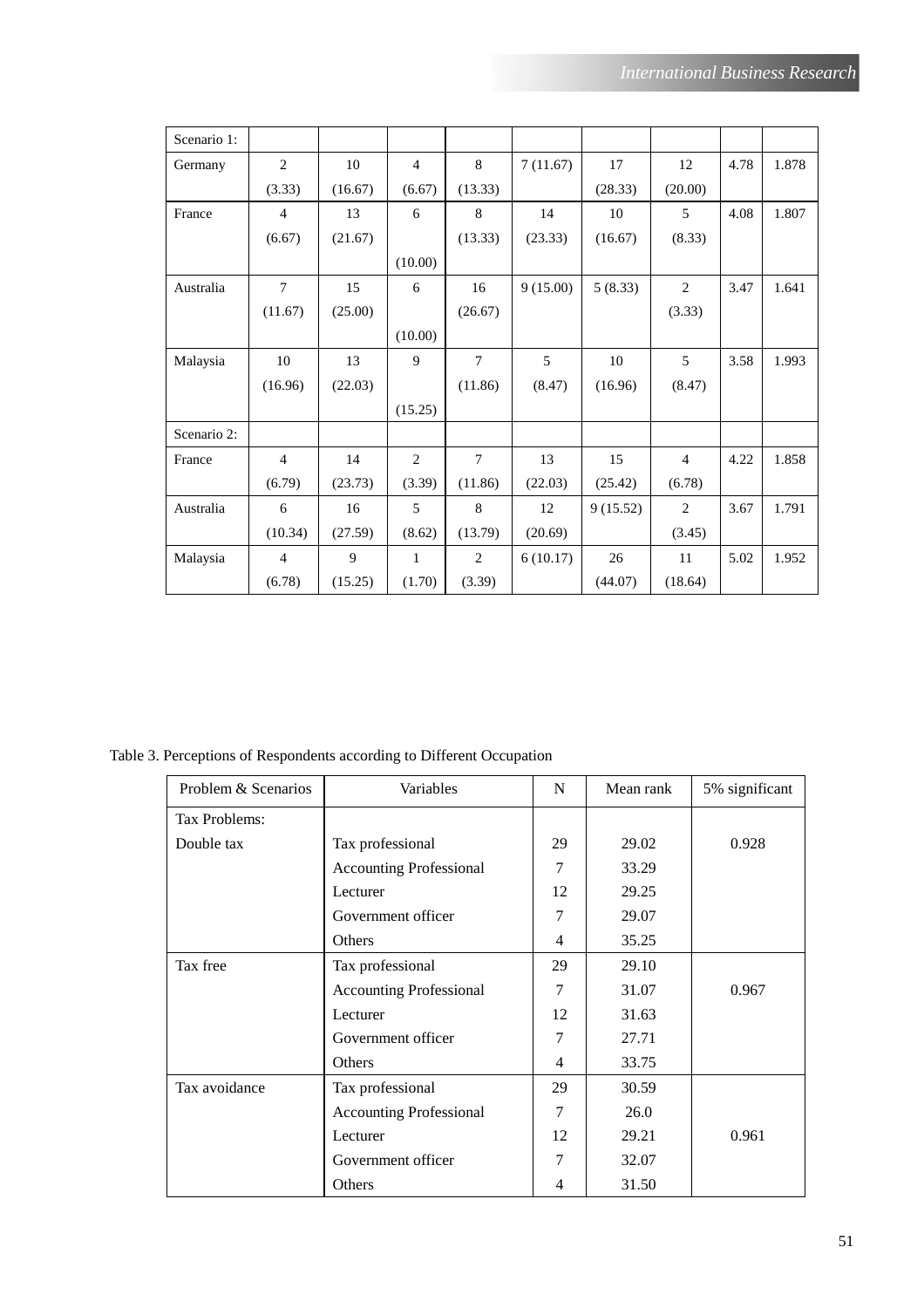| Scenario 1: | | | | | | | | | |
|---|---|---|---|---|---|---|---|---|---|
| Germany | 2 (3.33) | 10 (16.67) | 4 (6.67) | 8 (13.33) | 7 (11.67) | 17 (28.33) | 12 (20.00) | 4.78 | 1.878 |
| France | 4 (6.67) | 13 (21.67) | 6 (10.00) | 8 (13.33) | 14 (23.33) | 10 (16.67) | 5 (8.33) | 4.08 | 1.807 |
| Australia | 7 (11.67) | 15 (25.00) | 6 (10.00) | 16 (26.67) | 9 (15.00) | 5 (8.33) | 2 (3.33) | 3.47 | 1.641 |
| Malaysia | 10 (16.96) | 13 (22.03) | 9 (15.25) | 7 (11.86) | 5 (8.47) | 10 (16.96) | 5 (8.47) | 3.58 | 1.993 |
| Scenario 2: | | | | | | | | | |
| France | 4 (6.79) | 14 (23.73) | 2 (3.39) | 7 (11.86) | 13 (22.03) | 15 (25.42) | 4 (6.78) | 4.22 | 1.858 |
| Australia | 6 (10.34) | 16 (27.59) | 5 (8.62) | 8 (13.79) | 12 (20.69) | 9 (15.52) | 2 (3.45) | 3.67 | 1.791 |
| Malaysia | 4 (6.78) | 9 (15.25) | 1 (1.70) | 2 (3.39) | 6 (10.17) | 26 (44.07) | 11 (18.64) | 5.02 | 1.952 |

Table 3. Perceptions of Respondents according to Different Occupation

| Problem & Scenarios | Variables | N | Mean rank | 5% significant |
|---|---|---|---|---|
| Tax Problems: | | | | |
| Double tax | Tax professional | 29 | 29.02 | 0.928 |
| | Accounting Professional | 7 | 33.29 | |
| | Lecturer | 12 | 29.25 | |
| | Government officer | 7 | 29.07 | |
| | Others | 4 | 35.25 | |
| Tax free | Tax professional | 29 | 29.10 | |
| | Accounting Professional | 7 | 31.07 | 0.967 |
| | Lecturer | 12 | 31.63 | |
| | Government officer | 7 | 27.71 | |
| | Others | 4 | 33.75 | |
| Tax avoidance | Tax professional | 29 | 30.59 | |
| | Accounting Professional | 7 | 26.0 | |
| | Lecturer | 12 | 29.21 | 0.961 |
| | Government officer | 7 | 32.07 | |
| | Others | 4 | 31.50 | |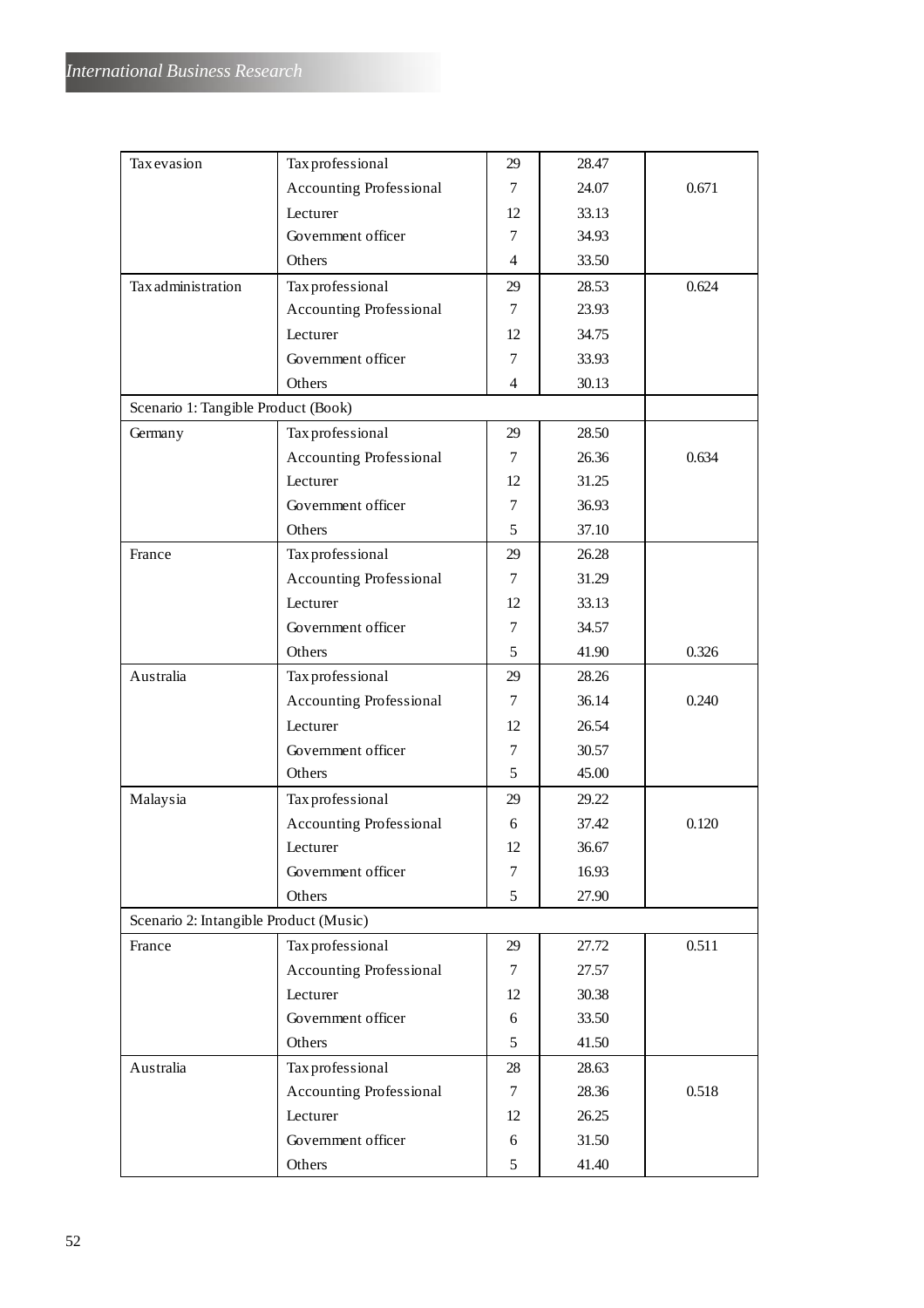| | | | | |
|---|---|---|---|---|
| Tax evasion | Tax professional | 29 | 28.47 | |
| | Accounting Professional | 7 | 24.07 | 0.671 |
| | Lecturer | 12 | 33.13 | |
| | Government officer | 7 | 34.93 | |
| | Others | 4 | 33.50 | |
| Tax administration | Tax professional | 29 | 28.53 | 0.624 |
| | Accounting Professional | 7 | 23.93 | |
| | Lecturer | 12 | 34.75 | |
| | Government officer | 7 | 33.93 | |
| | Others | 4 | 30.13 | |
| Scenario 1: Tangible Product (Book) | | | | |
| Germany | Tax professional | 29 | 28.50 | |
| | Accounting Professional | 7 | 26.36 | 0.634 |
| | Lecturer | 12 | 31.25 | |
| | Government officer | 7 | 36.93 | |
| | Others | 5 | 37.10 | |
| France | Tax professional | 29 | 26.28 | |
| | Accounting Professional | 7 | 31.29 | |
| | Lecturer | 12 | 33.13 | |
| | Government officer | 7 | 34.57 | |
| | Others | 5 | 41.90 | 0.326 |
| Australia | Tax professional | 29 | 28.26 | |
| | Accounting Professional | 7 | 36.14 | 0.240 |
| | Lecturer | 12 | 26.54 | |
| | Government officer | 7 | 30.57 | |
| | Others | 5 | 45.00 | |
| Malaysia | Tax professional | 29 | 29.22 | |
| | Accounting Professional | 6 | 37.42 | 0.120 |
| | Lecturer | 12 | 36.67 | |
| | Government officer | 7 | 16.93 | |
| | Others | 5 | 27.90 | |
| Scenario 2: Intangible Product (Music) | | | | |
| France | Tax professional | 29 | 27.72 | 0.511 |
| | Accounting Professional | 7 | 27.57 | |
| | Lecturer | 12 | 30.38 | |
| | Government officer | 6 | 33.50 | |
| | Others | 5 | 41.50 | |
| Australia | Tax professional | 28 | 28.63 | |
| | Accounting Professional | 7 | 28.36 | 0.518 |
| | Lecturer | 12 | 26.25 | |
| | Government officer | 6 | 31.50 | |
| | Others | 5 | 41.40 | |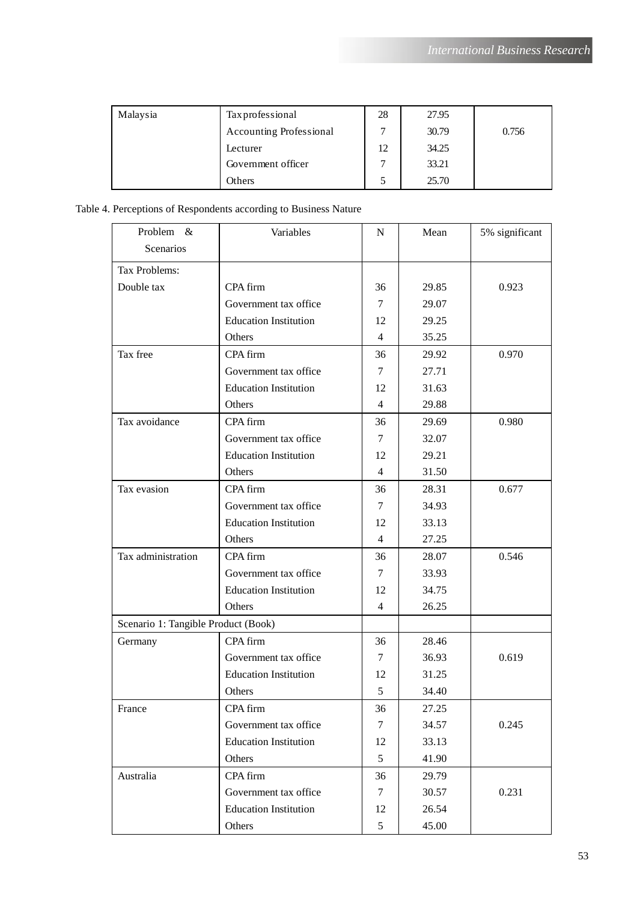| Malaysia | Tax professional | 28 | 27.95 | 0.756 |
|---|---|---|---|---|
| | Accounting Professional | 7 | 30.79 | |
| | Lecturer | 12 | 34.25 | |
| | Government officer | 7 | 33.21 | |
| | Others | 5 | 25.70 | |

Table 4. Perceptions of Respondents according to Business Nature

| Problem & Scenarios | Variables | N | Mean | 5% significant |
|---|---|---|---|---|
| Tax Problems: | | | | |
| Double tax | CPA firm | 36 | 29.85 | 0.923 |
| | Government tax office | 7 | 29.07 | |
| | Education Institution | 12 | 29.25 | |
| | Others | 4 | 35.25 | |
| Tax free | CPA firm | 36 | 29.92 | 0.970 |
| | Government tax office | 7 | 27.71 | |
| | Education Institution | 12 | 31.63 | |
| | Others | 4 | 29.88 | |
| Tax avoidance | CPA firm | 36 | 29.69 | 0.980 |
| | Government tax office | 7 | 32.07 | |
| | Education Institution | 12 | 29.21 | |
| | Others | 4 | 31.50 | |
| Tax evasion | CPA firm | 36 | 28.31 | 0.677 |
| | Government tax office | 7 | 34.93 | |
| | Education Institution | 12 | 33.13 | |
| | Others | 4 | 27.25 | |
| Tax administration | CPA firm | 36 | 28.07 | 0.546 |
| | Government tax office | 7 | 33.93 | |
| | Education Institution | 12 | 34.75 | |
| | Others | 4 | 26.25 | |
| Scenario 1: Tangible Product (Book) | | | | |
| Germany | CPA firm | 36 | 28.46 | 0.619 |
| | Government tax office | 7 | 36.93 | |
| | Education Institution | 12 | 31.25 | |
| | Others | 5 | 34.40 | |
| France | CPA firm | 36 | 27.25 | 0.245 |
| | Government tax office | 7 | 34.57 | |
| | Education Institution | 12 | 33.13 | |
| | Others | 5 | 41.90 | |
| Australia | CPA firm | 36 | 29.79 | 0.231 |
| | Government tax office | 7 | 30.57 | |
| | Education Institution | 12 | 26.54 | |
| | Others | 5 | 45.00 | |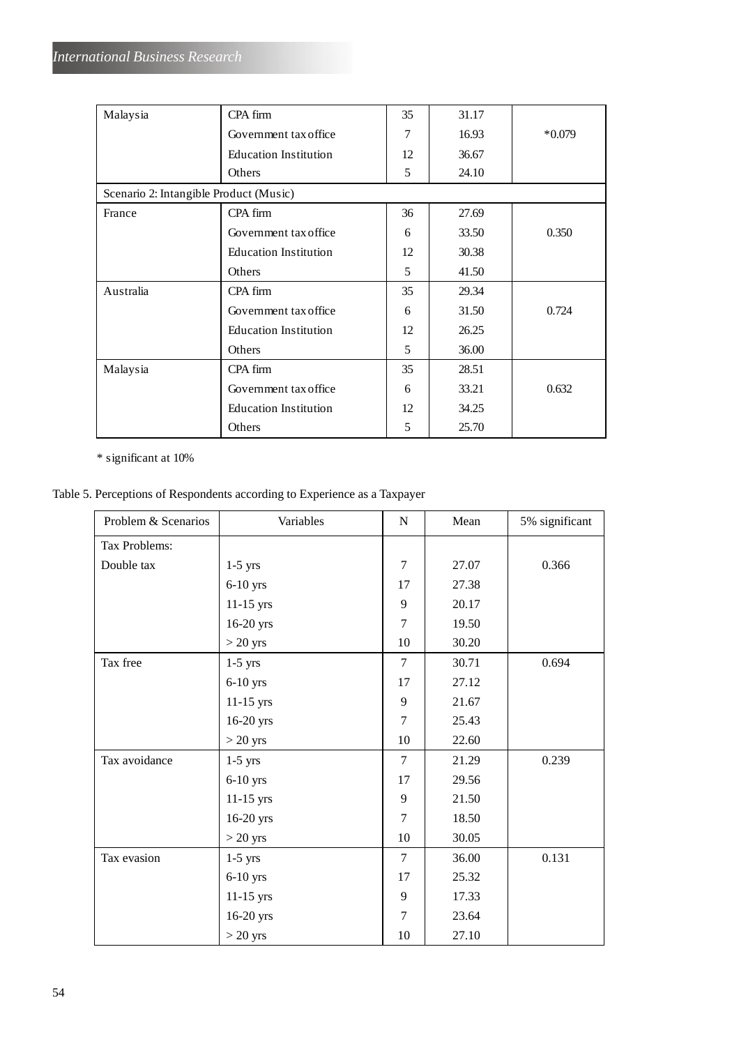| | | | | |
|---|---|---|---|---|
| Malaysia | CPA firm | 35 | 31.17 | *0.079 |
| | Government tax office | 7 | 16.93 | |
| | Education Institution | 12 | 36.67 | |
| | Others | 5 | 24.10 | |
| Scenario 2: Intangible Product (Music) | | | | |
| France | CPA firm | 36 | 27.69 | 0.350 |
| | Government tax office | 6 | 33.50 | |
| | Education Institution | 12 | 30.38 | |
| | Others | 5 | 41.50 | |
| Australia | CPA firm | 35 | 29.34 | 0.724 |
| | Government tax office | 6 | 31.50 | |
| | Education Institution | 12 | 26.25 | |
| | Others | 5 | 36.00 | |
| Malaysia | CPA firm | 35 | 28.51 | 0.632 |
| | Government tax office | 6 | 33.21 | |
| | Education Institution | 12 | 34.25 | |
| | Others | 5 | 25.70 | |

* significant at 10%

Table 5. Perceptions of Respondents according to Experience as a Taxpayer

| Problem & Scenarios | Variables | N | Mean | 5% significant |
|---|---|---|---|---|
| Tax Problems: | | | | |
| Double tax | 1-5 yrs | 7 | 27.07 | 0.366 |
| | 6-10 yrs | 17 | 27.38 | |
| | 11-15 yrs | 9 | 20.17 | |
| | 16-20 yrs | 7 | 19.50 | |
| | > 20 yrs | 10 | 30.20 | |
| Tax free | 1-5 yrs | 7 | 30.71 | 0.694 |
| | 6-10 yrs | 17 | 27.12 | |
| | 11-15 yrs | 9 | 21.67 | |
| | 16-20 yrs | 7 | 25.43 | |
| | > 20 yrs | 10 | 22.60 | |
| Tax avoidance | 1-5 yrs | 7 | 21.29 | 0.239 |
| | 6-10 yrs | 17 | 29.56 | |
| | 11-15 yrs | 9 | 21.50 | |
| | 16-20 yrs | 7 | 18.50 | |
| | > 20 yrs | 10 | 30.05 | |
| Tax evasion | 1-5 yrs | 7 | 36.00 | 0.131 |
| | 6-10 yrs | 17 | 25.32 | |
| | 11-15 yrs | 9 | 17.33 | |
| | 16-20 yrs | 7 | 23.64 | |
| | > 20 yrs | 10 | 27.10 | |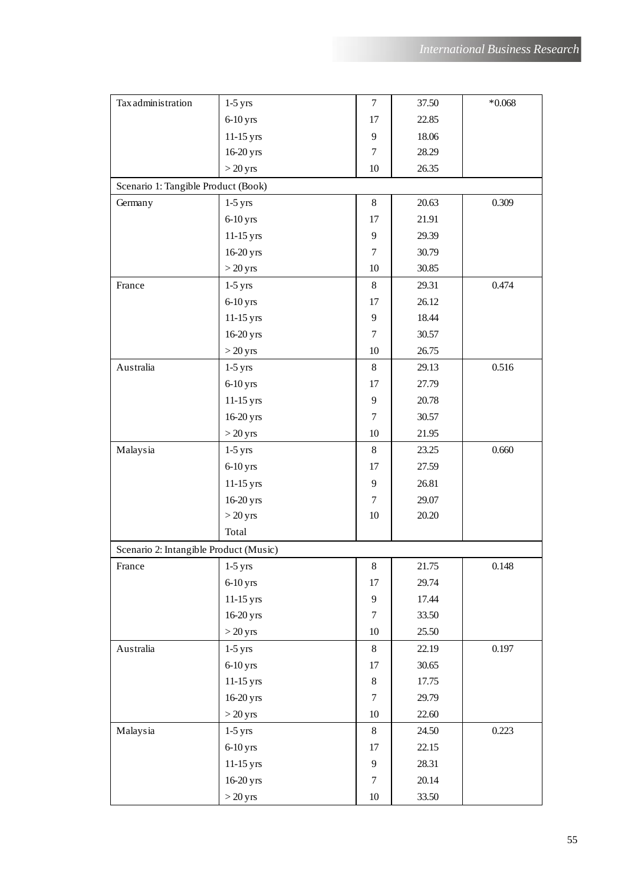| Tax administration | 1-5 yrs | 7 | 37.50 | *0.068 |
|---|---|---|---|---|
| | 6-10 yrs | 17 | 22.85 | |
| | 11-15 yrs | 9 | 18.06 | |
| | 16-20 yrs | 7 | 28.29 | |
| | > 20 yrs | 10 | 26.35 | |
| Scenario 1: Tangible Product (Book) | | | | |
| Germany | 1-5 yrs | 8 | 20.63 | 0.309 |
| | 6-10 yrs | 17 | 21.91 | |
| | 11-15 yrs | 9 | 29.39 | |
| | 16-20 yrs | 7 | 30.79 | |
| | > 20 yrs | 10 | 30.85 | |
| France | 1-5 yrs | 8 | 29.31 | 0.474 |
| | 6-10 yrs | 17 | 26.12 | |
| | 11-15 yrs | 9 | 18.44 | |
| | 16-20 yrs | 7 | 30.57 | |
| | > 20 yrs | 10 | 26.75 | |
| Australia | 1-5 yrs | 8 | 29.13 | 0.516 |
| | 6-10 yrs | 17 | 27.79 | |
| | 11-15 yrs | 9 | 20.78 | |
| | 16-20 yrs | 7 | 30.57 | |
| | > 20 yrs | 10 | 21.95 | |
| Malaysia | 1-5 yrs | 8 | 23.25 | 0.660 |
| | 6-10 yrs | 17 | 27.59 | |
| | 11-15 yrs | 9 | 26.81 | |
| | 16-20 yrs | 7 | 29.07 | |
| | > 20 yrs | 10 | 20.20 | |
| | Total | | | |
| Scenario 2: Intangible Product (Music) | | | | |
| France | 1-5 yrs | 8 | 21.75 | 0.148 |
| | 6-10 yrs | 17 | 29.74 | |
| | 11-15 yrs | 9 | 17.44 | |
| | 16-20 yrs | 7 | 33.50 | |
| | > 20 yrs | 10 | 25.50 | |
| Australia | 1-5 yrs | 8 | 22.19 | 0.197 |
| | 6-10 yrs | 17 | 30.65 | |
| | 11-15 yrs | 8 | 17.75 | |
| | 16-20 yrs | 7 | 29.79 | |
| | > 20 yrs | 10 | 22.60 | |
| Malaysia | 1-5 yrs | 8 | 24.50 | 0.223 |
| | 6-10 yrs | 17 | 22.15 | |
| | 11-15 yrs | 9 | 28.31 | |
| | 16-20 yrs | 7 | 20.14 | |
| | > 20 yrs | 10 | 33.50 | |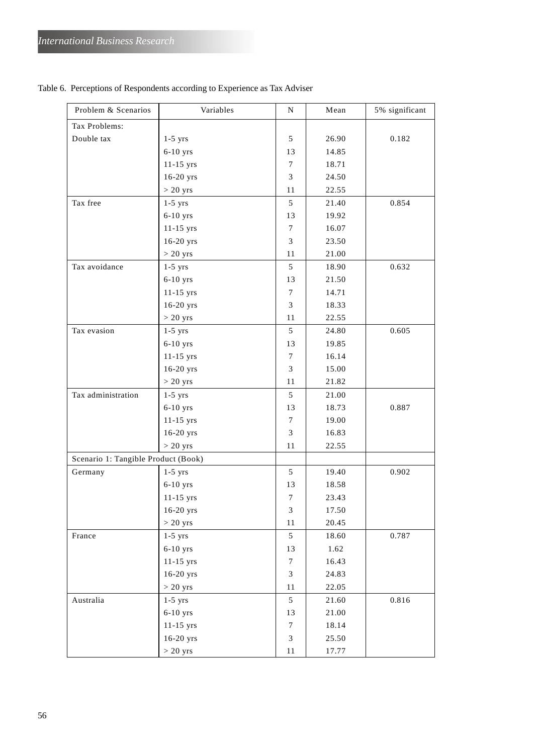Table 6. Perceptions of Respondents according to Experience as Tax Adviser

| Problem & Scenarios | Variables | N | Mean | 5% significant |
|---|---|---|---|---|
| Tax Problems: | | | | |
| Double tax | 1-5 yrs | 5 | 26.90 | 0.182 |
| | 6-10 yrs | 13 | 14.85 | |
| | 11-15 yrs | 7 | 18.71 | |
| | 16-20 yrs | 3 | 24.50 | |
| | > 20 yrs | 11 | 22.55 | |
| Tax free | 1-5 yrs | 5 | 21.40 | 0.854 |
| | 6-10 yrs | 13 | 19.92 | |
| | 11-15 yrs | 7 | 16.07 | |
| | 16-20 yrs | 3 | 23.50 | |
| | > 20 yrs | 11 | 21.00 | |
| Tax avoidance | 1-5 yrs | 5 | 18.90 | 0.632 |
| | 6-10 yrs | 13 | 21.50 | |
| | 11-15 yrs | 7 | 14.71 | |
| | 16-20 yrs | 3 | 18.33 | |
| | > 20 yrs | 11 | 22.55 | |
| Tax evasion | 1-5 yrs | 5 | 24.80 | 0.605 |
| | 6-10 yrs | 13 | 19.85 | |
| | 11-15 yrs | 7 | 16.14 | |
| | 16-20 yrs | 3 | 15.00 | |
| | > 20 yrs | 11 | 21.82 | |
| Tax administration | 1-5 yrs | 5 | 21.00 | |
| | 6-10 yrs | 13 | 18.73 | 0.887 |
| | 11-15 yrs | 7 | 19.00 | |
| | 16-20 yrs | 3 | 16.83 | |
| | > 20 yrs | 11 | 22.55 | |
| Scenario 1: Tangible Product (Book) | | | | |
| Germany | 1-5 yrs | 5 | 19.40 | 0.902 |
| | 6-10 yrs | 13 | 18.58 | |
| | 11-15 yrs | 7 | 23.43 | |
| | 16-20 yrs | 3 | 17.50 | |
| | > 20 yrs | 11 | 20.45 | |
| France | 1-5 yrs | 5 | 18.60 | 0.787 |
| | 6-10 yrs | 13 | 1.62 | |
| | 11-15 yrs | 7 | 16.43 | |
| | 16-20 yrs | 3 | 24.83 | |
| | > 20 yrs | 11 | 22.05 | |
| Australia | 1-5 yrs | 5 | 21.60 | 0.816 |
| | 6-10 yrs | 13 | 21.00 | |
| | 11-15 yrs | 7 | 18.14 | |
| | 16-20 yrs | 3 | 25.50 | |
| | > 20 yrs | 11 | 17.77 | |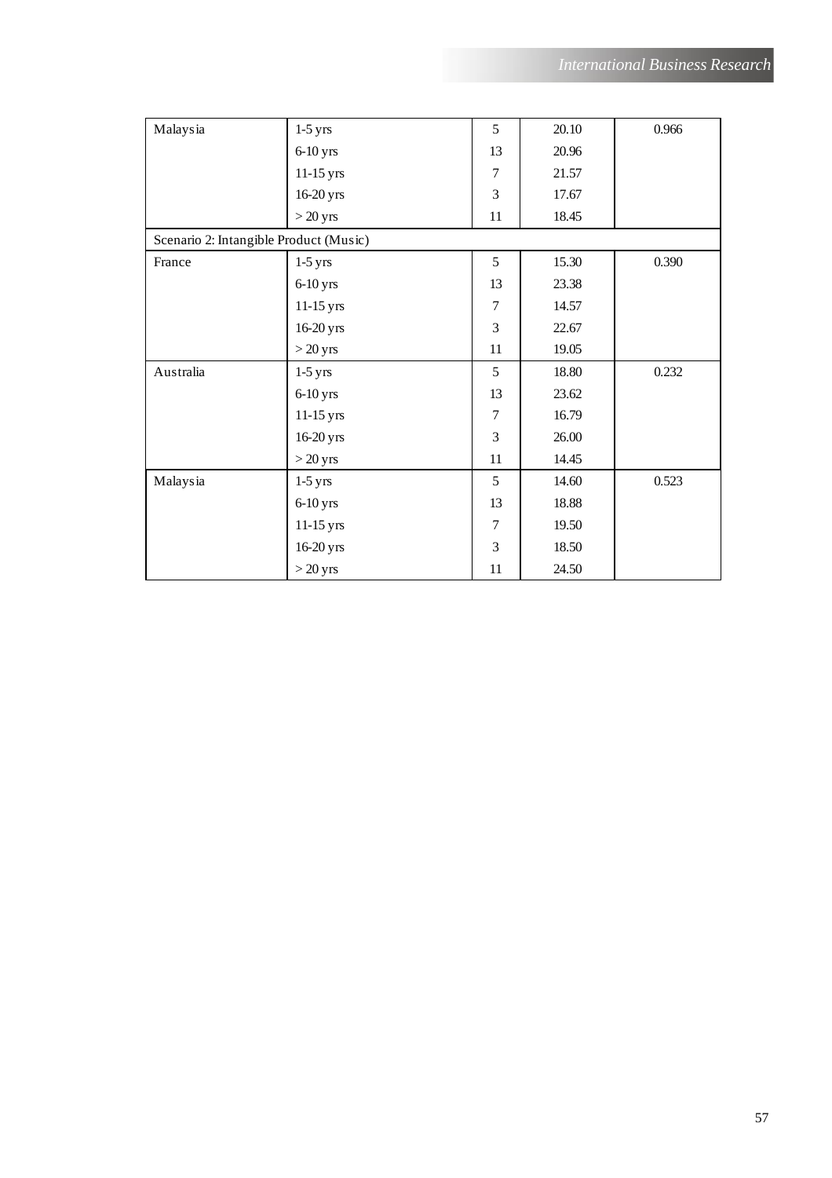| | | | | |
|---|---|---|---|---|
| Malaysia | 1-5 yrs | 5 | 20.10 | 0.966 |
| | 6-10 yrs | 13 | 20.96 | |
| | 11-15 yrs | 7 | 21.57 | |
| | 16-20 yrs | 3 | 17.67 | |
| | > 20 yrs | 11 | 18.45 | |
| Scenario 2: Intangible Product (Music) | | | | |
| France | 1-5 yrs | 5 | 15.30 | 0.390 |
| | 6-10 yrs | 13 | 23.38 | |
| | 11-15 yrs | 7 | 14.57 | |
| | 16-20 yrs | 3 | 22.67 | |
| | > 20 yrs | 11 | 19.05 | |
| Australia | 1-5 yrs | 5 | 18.80 | 0.232 |
| | 6-10 yrs | 13 | 23.62 | |
| | 11-15 yrs | 7 | 16.79 | |
| | 16-20 yrs | 3 | 26.00 | |
| | > 20 yrs | 11 | 14.45 | |
| Malaysia | 1-5 yrs | 5 | 14.60 | 0.523 |
| | 6-10 yrs | 13 | 18.88 | |
| | 11-15 yrs | 7 | 19.50 | |
| | 16-20 yrs | 3 | 18.50 | |
| | > 20 yrs | 11 | 24.50 | |